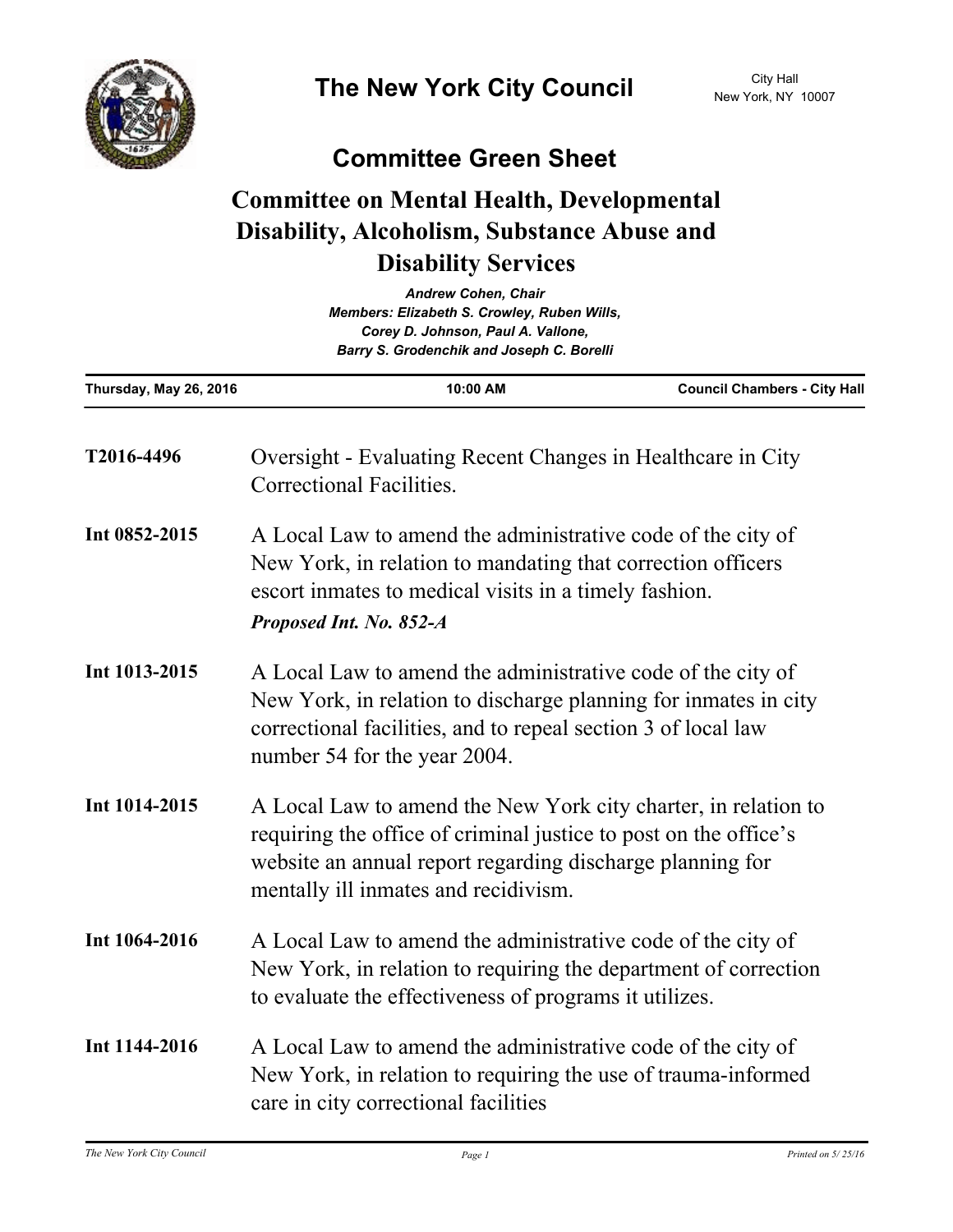# The New York City Council

City Hall
New York, NY 10007

## Committee Green Sheet

## Committee on Mental Health, Developmental Disability, Alcoholism, Substance Abuse and Disability Services

*Andrew Cohen, Chair*
*Members: Elizabeth S. Crowley, Ruben Wills, Corey D. Johnson, Paul A. Vallone, Barry S. Grodenchik and Joseph C. Borelli*

| Thursday, May 26, 2016 | 10:00 AM | Council Chambers - City Hall |
|---|---|---|

**T2016-4496** Oversight - Evaluating Recent Changes in Healthcare in City Correctional Facilities.

**Int 0852-2015** A Local Law to amend the administrative code of the city of New York, in relation to mandating that correction officers escort inmates to medical visits in a timely fashion.

***Proposed Int. No. 852-A***

**Int 1013-2015** A Local Law to amend the administrative code of the city of New York, in relation to discharge planning for inmates in city correctional facilities, and to repeal section 3 of local law number 54 for the year 2004.

**Int 1014-2015** A Local Law to amend the New York city charter, in relation to requiring the office of criminal justice to post on the office's website an annual report regarding discharge planning for mentally ill inmates and recidivism.

**Int 1064-2016** A Local Law to amend the administrative code of the city of New York, in relation to requiring the department of correction to evaluate the effectiveness of programs it utilizes.

**Int 1144-2016** A Local Law to amend the administrative code of the city of New York, in relation to requiring the use of trauma-informed care in city correctional facilities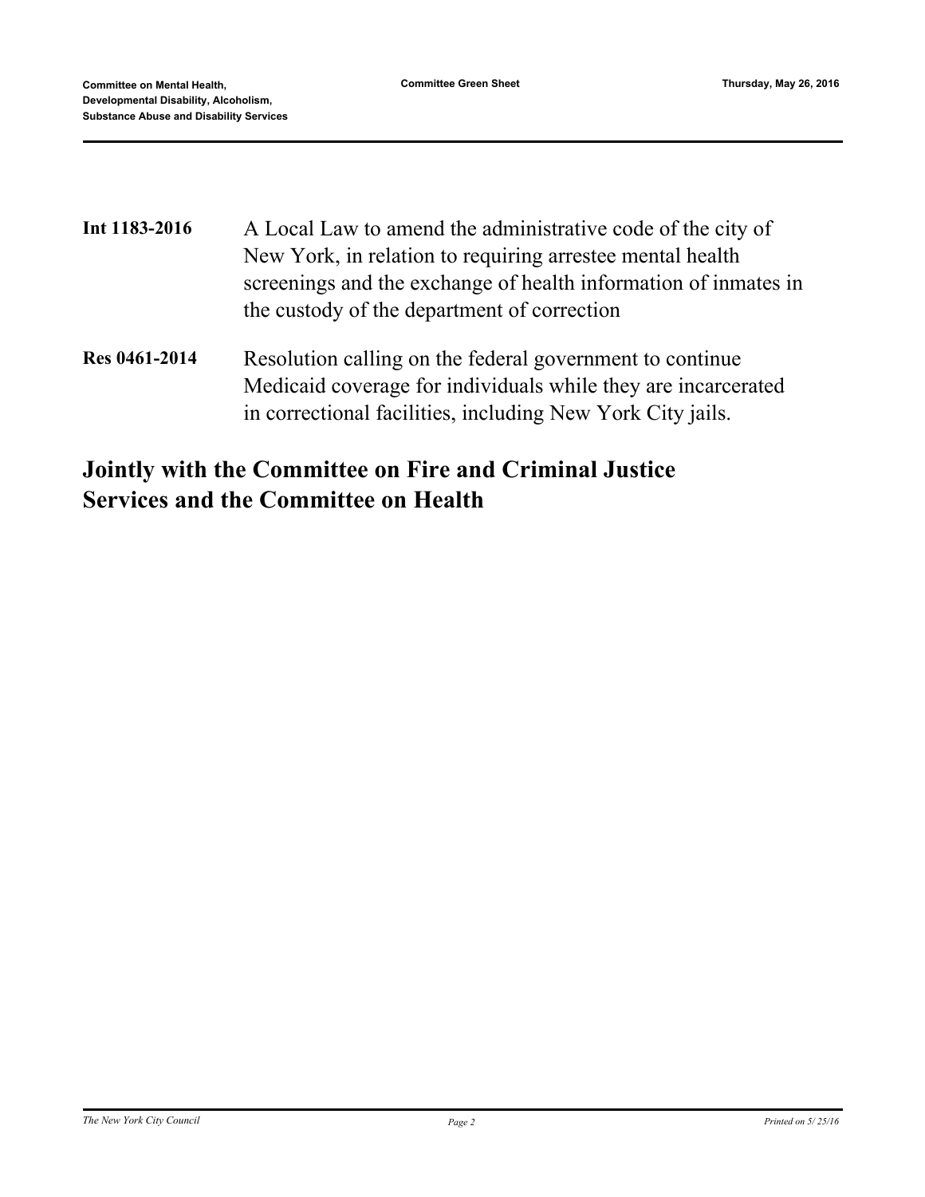**Int 1183-2016** A Local Law to amend the administrative code of the city of New York, in relation to requiring arrestee mental health screenings and the exchange of health information of inmates in the custody of the department of correction

**Res 0461-2014** Resolution calling on the federal government to continue Medicaid coverage for individuals while they are incarcerated in correctional facilities, including New York City jails.

## Jointly with the Committee on Fire and Criminal Justice Services and the Committee on Health